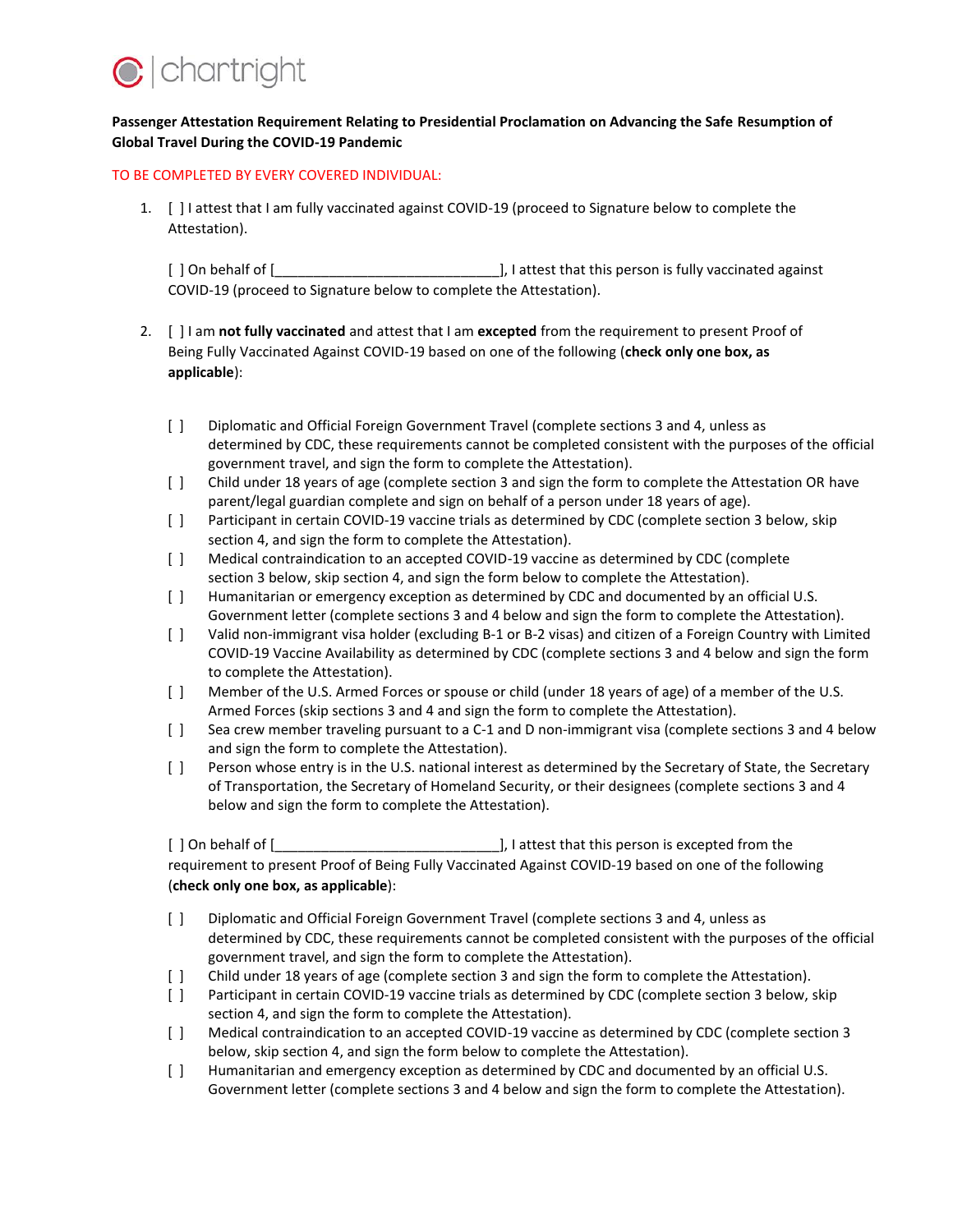chartright

**Passenger Attestation Requirement Relating to Presidential Proclamation on Advancing the Safe Resumption of Global Travel During the COVID-19 Pandemic**

TO BE COMPLETED BY EVERY COVERED INDIVIDUAL:

1. [ ] I attest that I am fully vaccinated against COVID-19 (proceed to Signature below to complete the Attestation).

   [ ] On behalf of [______________________________], I attest that this person is fully vaccinated against COVID-19 (proceed to Signature below to complete the Attestation).

2. [ ] I am **not fully vaccinated** and attest that I am **excepted** from the requirement to present Proof of Being Fully Vaccinated Against COVID-19 based on one of the following (**check only one box, as applicable**):

   [ ] Diplomatic and Official Foreign Government Travel (complete sections 3 and 4, unless as determined by CDC, these requirements cannot be completed consistent with the purposes of the official government travel, and sign the form to complete the Attestation).
   [ ] Child under 18 years of age (complete section 3 and sign the form to complete the Attestation OR have parent/legal guardian complete and sign on behalf of a person under 18 years of age).
   [ ] Participant in certain COVID-19 vaccine trials as determined by CDC (complete section 3 below, skip section 4, and sign the form to complete the Attestation).
   [ ] Medical contraindication to an accepted COVID-19 vaccine as determined by CDC (complete section 3 below, skip section 4, and sign the form below to complete the Attestation).
   [ ] Humanitarian or emergency exception as determined by CDC and documented by an official U.S. Government letter (complete sections 3 and 4 below and sign the form to complete the Attestation).
   [ ] Valid non-immigrant visa holder (excluding B-1 or B-2 visas) and citizen of a Foreign Country with Limited COVID-19 Vaccine Availability as determined by CDC (complete sections 3 and 4 below and sign the form to complete the Attestation).
   [ ] Member of the U.S. Armed Forces or spouse or child (under 18 years of age) of a member of the U.S. Armed Forces (skip sections 3 and 4 and sign the form to complete the Attestation).
   [ ] Sea crew member traveling pursuant to a C-1 and D non-immigrant visa (complete sections 3 and 4 below and sign the form to complete the Attestation).
   [ ] Person whose entry is in the U.S. national interest as determined by the Secretary of State, the Secretary of Transportation, the Secretary of Homeland Security, or their designees (complete sections 3 and 4 below and sign the form to complete the Attestation).

   [ ] On behalf of [______________________________], I attest that this person is excepted from the requirement to present Proof of Being Fully Vaccinated Against COVID-19 based on one of the following (**check only one box, as applicable**):

   [ ] Diplomatic and Official Foreign Government Travel (complete sections 3 and 4, unless as determined by CDC, these requirements cannot be completed consistent with the purposes of the official government travel, and sign the form to complete the Attestation).
   [ ] Child under 18 years of age (complete section 3 and sign the form to complete the Attestation).
   [ ] Participant in certain COVID-19 vaccine trials as determined by CDC (complete section 3 below, skip section 4, and sign the form to complete the Attestation).
   [ ] Medical contraindication to an accepted COVID-19 vaccine as determined by CDC (complete section 3 below, skip section 4, and sign the form below to complete the Attestation).
   [ ] Humanitarian and emergency exception as determined by CDC and documented by an official U.S. Government letter (complete sections 3 and 4 below and sign the form to complete the Attestation).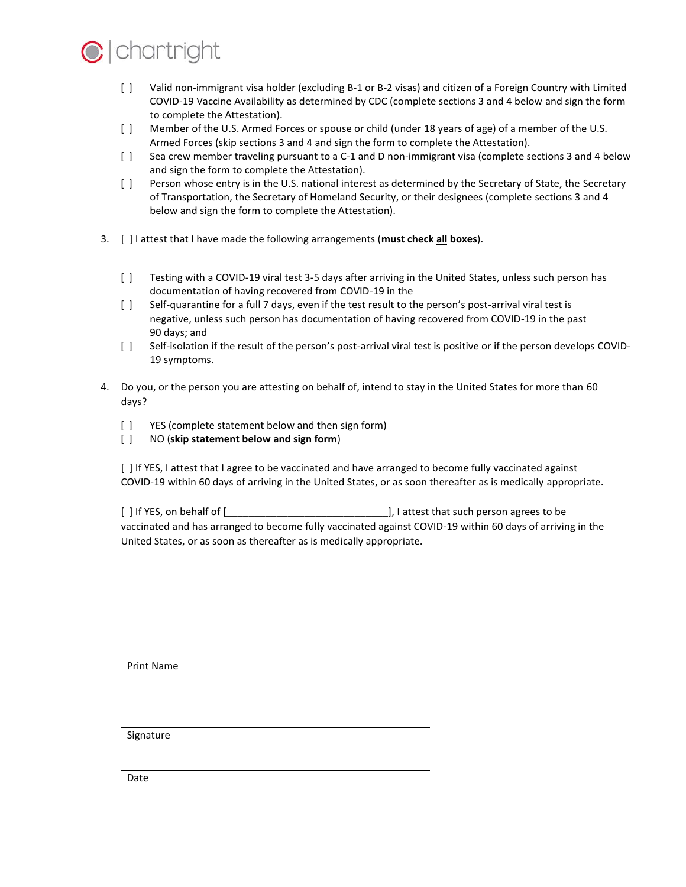- [ ] Valid non-immigrant visa holder (excluding B-1 or B-2 visas) and citizen of a Foreign Country with Limited COVID-19 Vaccine Availability as determined by CDC (complete sections 3 and 4 below and sign the form to complete the Attestation).
- [ ] Member of the U.S. Armed Forces or spouse or child (under 18 years of age) of a member of the U.S. Armed Forces (skip sections 3 and 4 and sign the form to complete the Attestation).
- [ ] Sea crew member traveling pursuant to a C-1 and D non-immigrant visa (complete sections 3 and 4 below and sign the form to complete the Attestation).
- [ ] Person whose entry is in the U.S. national interest as determined by the Secretary of State, the Secretary of Transportation, the Secretary of Homeland Security, or their designees (complete sections 3 and 4 below and sign the form to complete the Attestation).

3. [ ] I attest that I have made the following arrangements (**must check <u>all</u> boxes**).

   - [ ] Testing with a COVID-19 viral test 3-5 days after arriving in the United States, unless such person has documentation of having recovered from COVID-19 in the
   - [ ] Self-quarantine for a full 7 days, even if the test result to the person's post-arrival viral test is negative, unless such person has documentation of having recovered from COVID-19 in the past 90 days; and
   - [ ] Self-isolation if the result of the person's post-arrival viral test is positive or if the person develops COVID-19 symptoms.

4. Do you, or the person you are attesting on behalf of, intend to stay in the United States for more than 60 days?

   - [ ] YES (complete statement below and then sign form)
   - [ ] NO (**skip statement below and sign form**)

   [ ] If YES, I attest that I agree to be vaccinated and have arranged to become fully vaccinated against COVID-19 within 60 days of arriving in the United States, or as soon thereafter as is medically appropriate.

   [ ] If YES, on behalf of [_____________________________], I attest that such person agrees to be vaccinated and has arranged to become fully vaccinated against COVID-19 within 60 days of arriving in the United States, or as soon as thereafter as is medically appropriate.

______________________________
Print Name

______________________________
Signature

______________________________
Date